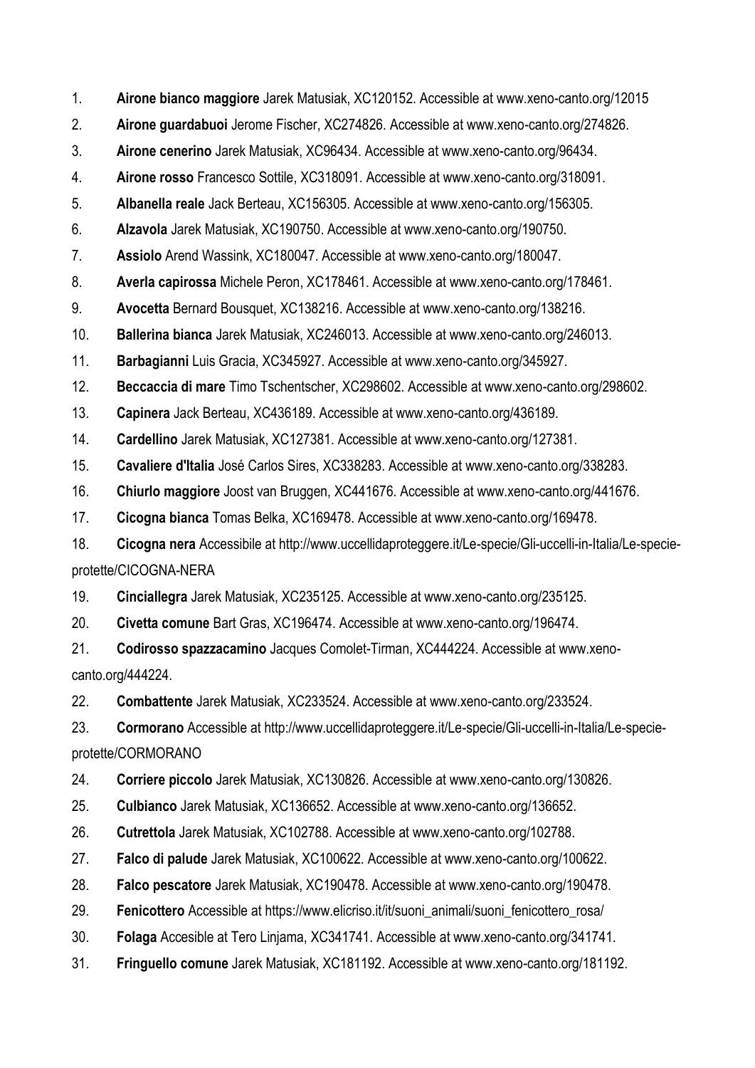1. **Airone bianco maggiore** Jarek Matusiak, XC120152. Accessible at www.xeno-canto.org/12015
2. **Airone guardabuoi** Jerome Fischer, XC274826. Accessible at www.xeno-canto.org/274826.
3. **Airone cenerino** Jarek Matusiak, XC96434. Accessible at www.xeno-canto.org/96434.
4. **Airone rosso** Francesco Sottile, XC318091. Accessible at www.xeno-canto.org/318091.
5. **Albanella reale** Jack Berteau, XC156305. Accessible at www.xeno-canto.org/156305.
6. **Alzavola** Jarek Matusiak, XC190750. Accessible at www.xeno-canto.org/190750.
7. **Assiolo** Arend Wassink, XC180047. Accessible at www.xeno-canto.org/180047.
8. **Averla capirossa** Michele Peron, XC178461. Accessible at www.xeno-canto.org/178461.
9. **Avocetta** Bernard Bousquet, XC138216. Accessible at www.xeno-canto.org/138216.
10. **Ballerina bianca** Jarek Matusiak, XC246013. Accessible at www.xeno-canto.org/246013.
11. **Barbagianni** Luis Gracia, XC345927. Accessible at www.xeno-canto.org/345927.
12. **Beccaccia di mare** Timo Tschentscher, XC298602. Accessible at www.xeno-canto.org/298602.
13. **Capinera** Jack Berteau, XC436189. Accessible at www.xeno-canto.org/436189.
14. **Cardellino** Jarek Matusiak, XC127381. Accessible at www.xeno-canto.org/127381.
15. **Cavaliere d'Italia** José Carlos Sires, XC338283. Accessible at www.xeno-canto.org/338283.
16. **Chiurlo maggiore** Joost van Bruggen, XC441676. Accessible at www.xeno-canto.org/441676.
17. **Cicogna bianca** Tomas Belka, XC169478. Accessible at www.xeno-canto.org/169478.
18. **Cicogna nera** Accessibile at http://www.uccellidaproteggere.it/Le-specie/Gli-uccelli-in-Italia/Le-specie-protette/CICOGNA-NERA
19. **Cinciallegra** Jarek Matusiak, XC235125. Accessible at www.xeno-canto.org/235125.
20. **Civetta comune** Bart Gras, XC196474. Accessible at www.xeno-canto.org/196474.
21. **Codirosso spazzacamino** Jacques Comolet-Tirman, XC444224. Accessible at www.xeno-canto.org/444224.
22. **Combattente** Jarek Matusiak, XC233524. Accessible at www.xeno-canto.org/233524.
23. **Cormorano** Accessible at http://www.uccellidaproteggere.it/Le-specie/Gli-uccelli-in-Italia/Le-specie-protette/CORMORANO
24. **Corriere piccolo** Jarek Matusiak, XC130826. Accessible at www.xeno-canto.org/130826.
25. **Culbianco** Jarek Matusiak, XC136652. Accessible at www.xeno-canto.org/136652.
26. **Cutrettola** Jarek Matusiak, XC102788. Accessible at www.xeno-canto.org/102788.
27. **Falco di palude** Jarek Matusiak, XC100622. Accessible at www.xeno-canto.org/100622.
28. **Falco pescatore** Jarek Matusiak, XC190478. Accessible at www.xeno-canto.org/190478.
29. **Fenicottero** Accessible at https://www.elicriso.it/it/suoni_animali/suoni_fenicottero_rosa/
30. **Folaga** Accesible at Tero Linjama, XC341741. Accessible at www.xeno-canto.org/341741.
31. **Fringuello comune** Jarek Matusiak, XC181192. Accessible at www.xeno-canto.org/181192.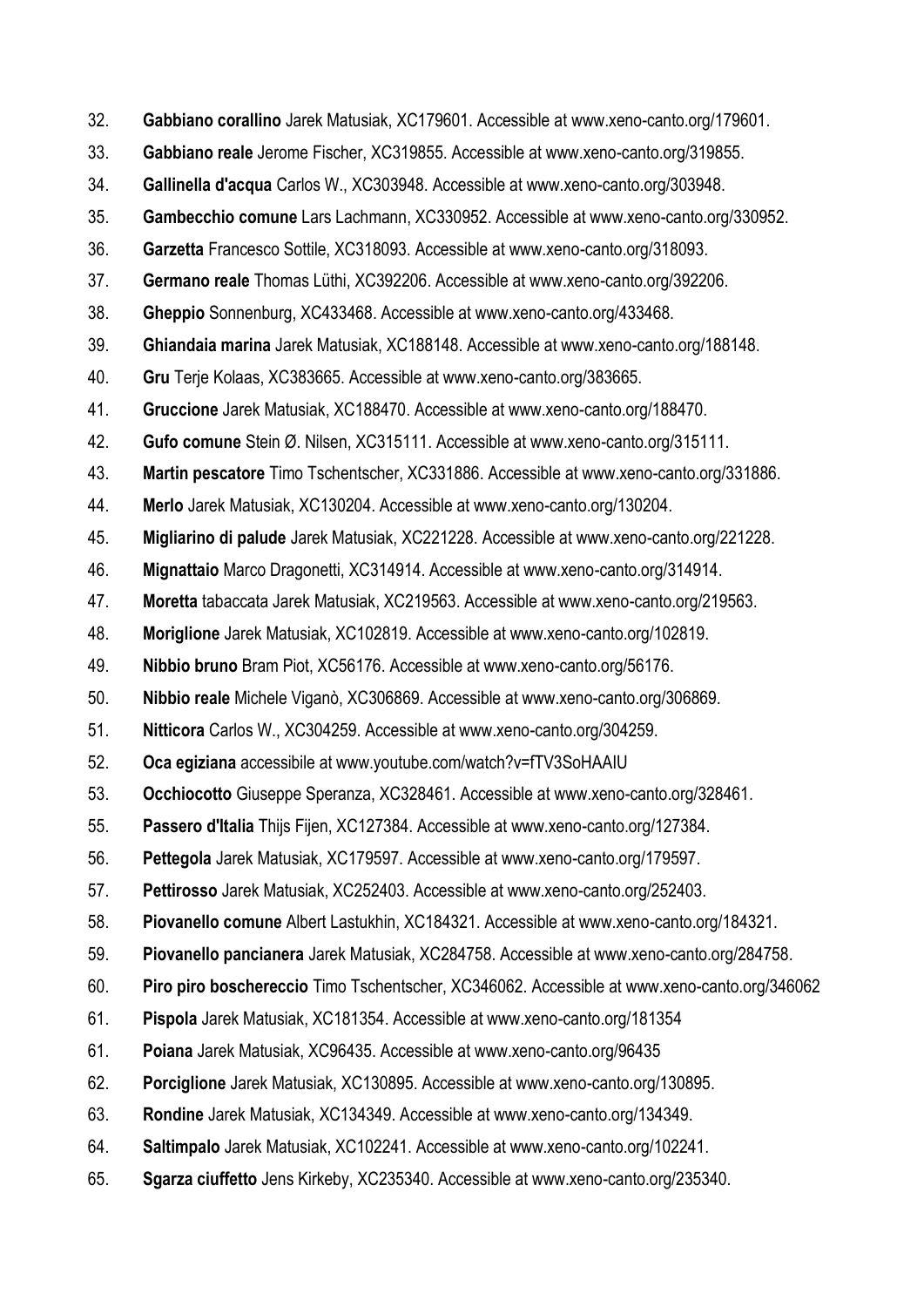32. **Gabbiano corallino** Jarek Matusiak, XC179601. Accessible at www.xeno-canto.org/179601.
33. **Gabbiano reale** Jerome Fischer, XC319855. Accessible at www.xeno-canto.org/319855.
34. **Gallinella d'acqua** Carlos W., XC303948. Accessible at www.xeno-canto.org/303948.
35. **Gambecchio comune** Lars Lachmann, XC330952. Accessible at www.xeno-canto.org/330952.
36. **Garzetta** Francesco Sottile, XC318093. Accessible at www.xeno-canto.org/318093.
37. **Germano reale** Thomas Lüthi, XC392206. Accessible at www.xeno-canto.org/392206.
38. **Gheppio** Sonnenburg, XC433468. Accessible at www.xeno-canto.org/433468.
39. **Ghiandaia marina** Jarek Matusiak, XC188148. Accessible at www.xeno-canto.org/188148.
40. **Gru** Terje Kolaas, XC383665. Accessible at www.xeno-canto.org/383665.
41. **Gruccione** Jarek Matusiak, XC188470. Accessible at www.xeno-canto.org/188470.
42. **Gufo comune** Stein Ø. Nilsen, XC315111. Accessible at www.xeno-canto.org/315111.
43. **Martin pescatore** Timo Tschentscher, XC331886. Accessible at www.xeno-canto.org/331886.
44. **Merlo** Jarek Matusiak, XC130204. Accessible at www.xeno-canto.org/130204.
45. **Migliarino di palude** Jarek Matusiak, XC221228. Accessible at www.xeno-canto.org/221228.
46. **Mignattaio** Marco Dragonetti, XC314914. Accessible at www.xeno-canto.org/314914.
47. **Moretta** tabaccata Jarek Matusiak, XC219563. Accessible at www.xeno-canto.org/219563.
48. **Moriglione** Jarek Matusiak, XC102819. Accessible at www.xeno-canto.org/102819.
49. **Nibbio bruno** Bram Piot, XC56176. Accessible at www.xeno-canto.org/56176.
50. **Nibbio reale** Michele Viganò, XC306869. Accessible at www.xeno-canto.org/306869.
51. **Nitticora** Carlos W., XC304259. Accessible at www.xeno-canto.org/304259.
52. **Oca egiziana** accessibile at www.youtube.com/watch?v=fTV3SoHAAIU
53. **Occhiocotto** Giuseppe Speranza, XC328461. Accessible at www.xeno-canto.org/328461.
55. **Passero d'Italia** Thijs Fijen, XC127384. Accessible at www.xeno-canto.org/127384.
56. **Pettegola** Jarek Matusiak, XC179597. Accessible at www.xeno-canto.org/179597.
57. **Pettirosso** Jarek Matusiak, XC252403. Accessible at www.xeno-canto.org/252403.
58. **Piovanello comune** Albert Lastukhin, XC184321. Accessible at www.xeno-canto.org/184321.
59. **Piovanello pancianera** Jarek Matusiak, XC284758. Accessible at www.xeno-canto.org/284758.
60. **Piro piro boschereccio** Timo Tschentscher, XC346062. Accessible at www.xeno-canto.org/346062
61. **Pispola** Jarek Matusiak, XC181354. Accessible at www.xeno-canto.org/181354
61. **Poiana** Jarek Matusiak, XC96435. Accessible at www.xeno-canto.org/96435
62. **Porciglione** Jarek Matusiak, XC130895. Accessible at www.xeno-canto.org/130895.
63. **Rondine** Jarek Matusiak, XC134349. Accessible at www.xeno-canto.org/134349.
64. **Saltimpalo** Jarek Matusiak, XC102241. Accessible at www.xeno-canto.org/102241.
65. **Sgarza ciuffetto** Jens Kirkeby, XC235340. Accessible at www.xeno-canto.org/235340.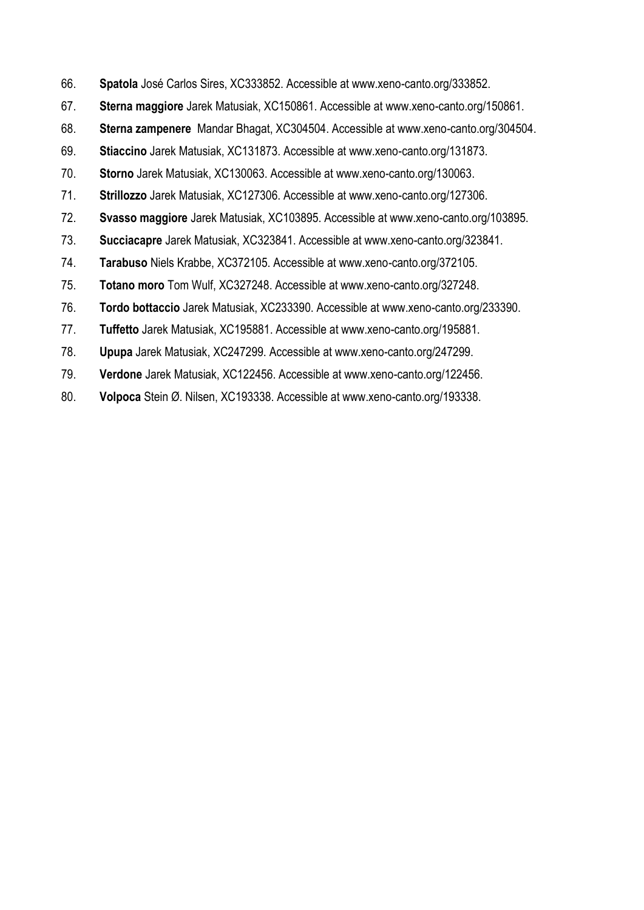66. **Spatola** José Carlos Sires, XC333852. Accessible at www.xeno-canto.org/333852.
67. **Sterna maggiore** Jarek Matusiak, XC150861. Accessible at www.xeno-canto.org/150861.
68. **Sterna zampenere** Mandar Bhagat, XC304504. Accessible at www.xeno-canto.org/304504.
69. **Stiaccino** Jarek Matusiak, XC131873. Accessible at www.xeno-canto.org/131873.
70. **Storno** Jarek Matusiak, XC130063. Accessible at www.xeno-canto.org/130063.
71. **Strillozzo** Jarek Matusiak, XC127306. Accessible at www.xeno-canto.org/127306.
72. **Svasso maggiore** Jarek Matusiak, XC103895. Accessible at www.xeno-canto.org/103895.
73. **Succiacapre** Jarek Matusiak, XC323841. Accessible at www.xeno-canto.org/323841.
74. **Tarabuso** Niels Krabbe, XC372105. Accessible at www.xeno-canto.org/372105.
75. **Totano moro** Tom Wulf, XC327248. Accessible at www.xeno-canto.org/327248.
76. **Tordo bottaccio** Jarek Matusiak, XC233390. Accessible at www.xeno-canto.org/233390.
77. **Tuffetto** Jarek Matusiak, XC195881. Accessible at www.xeno-canto.org/195881.
78. **Upupa** Jarek Matusiak, XC247299. Accessible at www.xeno-canto.org/247299.
79. **Verdone** Jarek Matusiak, XC122456. Accessible at www.xeno-canto.org/122456.
80. **Volpoca** Stein Ø. Nilsen, XC193338. Accessible at www.xeno-canto.org/193338.